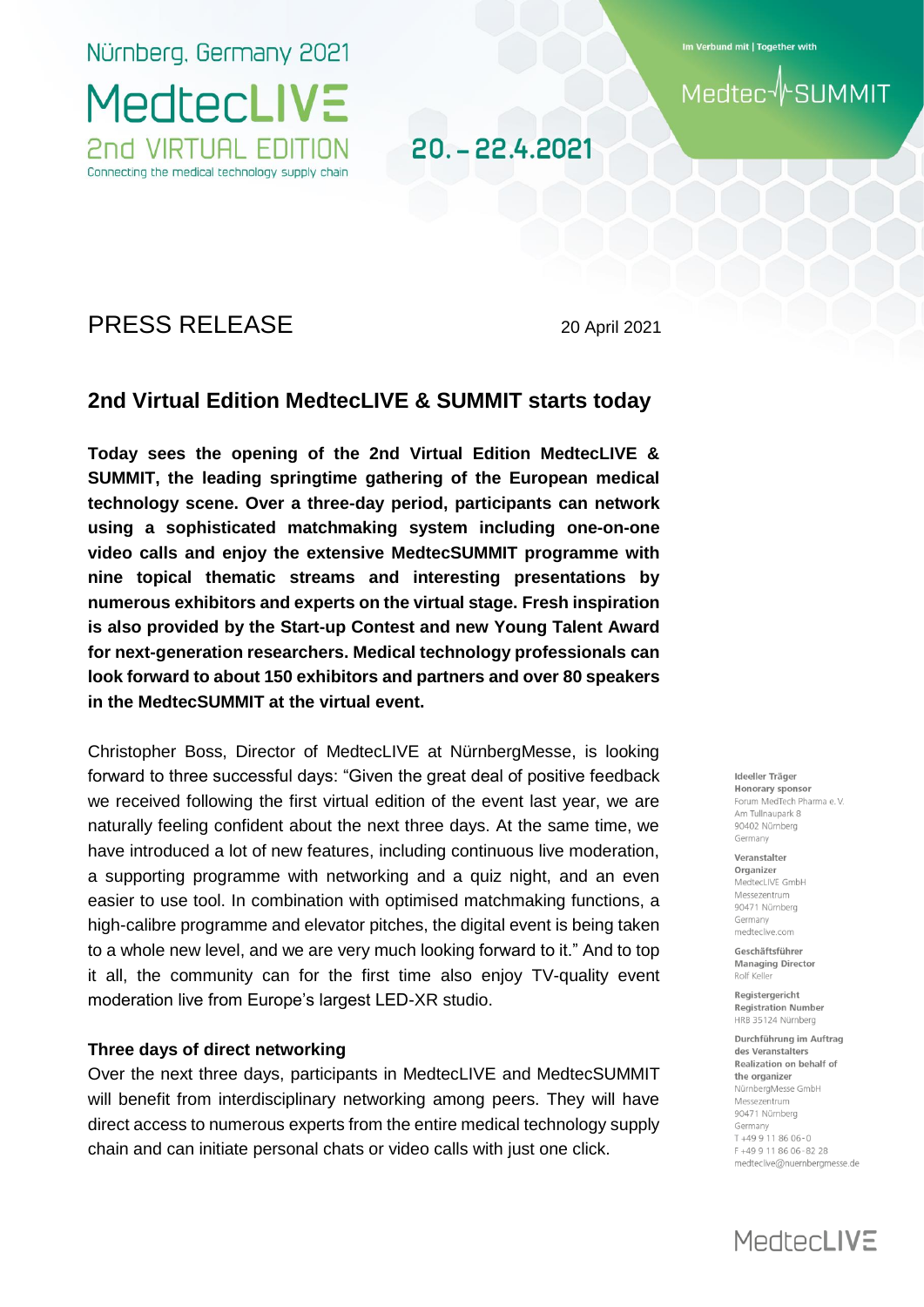Nürnberg, Germany 2021

MedtecLIVE

2nd VIRTUAL EDITION

Connecting the medical technology supply chain

20. – 22.4.2021

Im Verbund mit | Together with

MedtecSUMMIT

# PRESS RELEASE

20 April 2021

## 2nd Virtual Edition MedtecLIVE & SUMMIT starts today

**Today sees the opening of the 2nd Virtual Edition MedtecLIVE & SUMMIT, the leading springtime gathering of the European medical technology scene. Over a three-day period, participants can network using a sophisticated matchmaking system including one-on-one video calls and enjoy the extensive MedtecSUMMIT programme with nine topical thematic streams and interesting presentations by numerous exhibitors and experts on the virtual stage. Fresh inspiration is also provided by the Start-up Contest and new Young Talent Award for next-generation researchers. Medical technology professionals can look forward to about 150 exhibitors and partners and over 80 speakers in the MedtecSUMMIT at the virtual event.**

Christopher Boss, Director of MedtecLIVE at NürnbergMesse, is looking forward to three successful days: "Given the great deal of positive feedback we received following the first virtual edition of the event last year, we are naturally feeling confident about the next three days. At the same time, we have introduced a lot of new features, including continuous live moderation, a supporting programme with networking and a quiz night, and an even easier to use tool. In combination with optimised matchmaking functions, a high-calibre programme and elevator pitches, the digital event is being taken to a whole new level, and we are very much looking forward to it." And to top it all, the community can for the first time also enjoy TV-quality event moderation live from Europe's largest LED-XR studio.

### Three days of direct networking

Over the next three days, participants in MedtecLIVE and MedtecSUMMIT will benefit from interdisciplinary networking among peers. They will have direct access to numerous experts from the entire medical technology supply chain and can initiate personal chats or video calls with just one click.

**Ideeller Träger**
**Honorary sponsor**
Forum MedTech Pharma e. V.
Am Tullnaupark 8
90402 Nürnberg
Germany

**Veranstalter**
**Organizer**
MedtecLIVE GmbH
Messezentrum
90471 Nürnberg
Germany
medteclive.com

**Geschäftsführer**
**Managing Director**
Rolf Keller

**Registergericht**
**Registration Number**
HRB 35124 Nürnberg

**Durchführung im Auftrag des Veranstalters**
**Realization on behalf of the organizer**
NürnbergMesse GmbH
Messezentrum
90471 Nürnberg
Germany
T +49 9 11 86 06-0
F +49 9 11 86 06-82 28
medteclive@nuernbergmesse.de

MedtecLIVE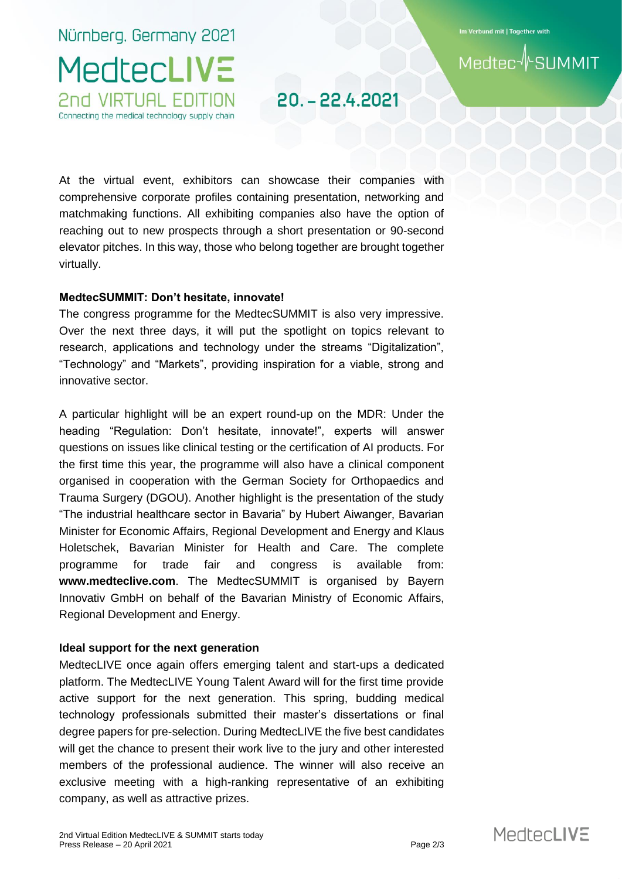At the virtual event, exhibitors can showcase their companies with comprehensive corporate profiles containing presentation, networking and matchmaking functions. All exhibiting companies also have the option of reaching out to new prospects through a short presentation or 90-second elevator pitches. In this way, those who belong together are brought together virtually.

**MedtecSUMMIT: Don't hesitate, innovate!**

The congress programme for the MedtecSUMMIT is also very impressive. Over the next three days, it will put the spotlight on topics relevant to research, applications and technology under the streams "Digitalization", "Technology" and "Markets", providing inspiration for a viable, strong and innovative sector.

A particular highlight will be an expert round-up on the MDR: Under the heading "Regulation: Don't hesitate, innovate!", experts will answer questions on issues like clinical testing or the certification of AI products. For the first time this year, the programme will also have a clinical component organised in cooperation with the German Society for Orthopaedics and Trauma Surgery (DGOU). Another highlight is the presentation of the study "The industrial healthcare sector in Bavaria" by Hubert Aiwanger, Bavarian Minister for Economic Affairs, Regional Development and Energy and Klaus Holetschek, Bavarian Minister for Health and Care. The complete programme for trade fair and congress is available from: **www.medteclive.com**. The MedtecSUMMIT is organised by Bayern Innovativ GmbH on behalf of the Bavarian Ministry of Economic Affairs, Regional Development and Energy.

**Ideal support for the next generation**

MedtecLIVE once again offers emerging talent and start-ups a dedicated platform. The MedtecLIVE Young Talent Award will for the first time provide active support for the next generation. This spring, budding medical technology professionals submitted their master's dissertations or final degree papers for pre-selection. During MedtecLIVE the five best candidates will get the chance to present their work live to the jury and other interested members of the professional audience. The winner will also receive an exclusive meeting with a high-ranking representative of an exhibiting company, as well as attractive prizes.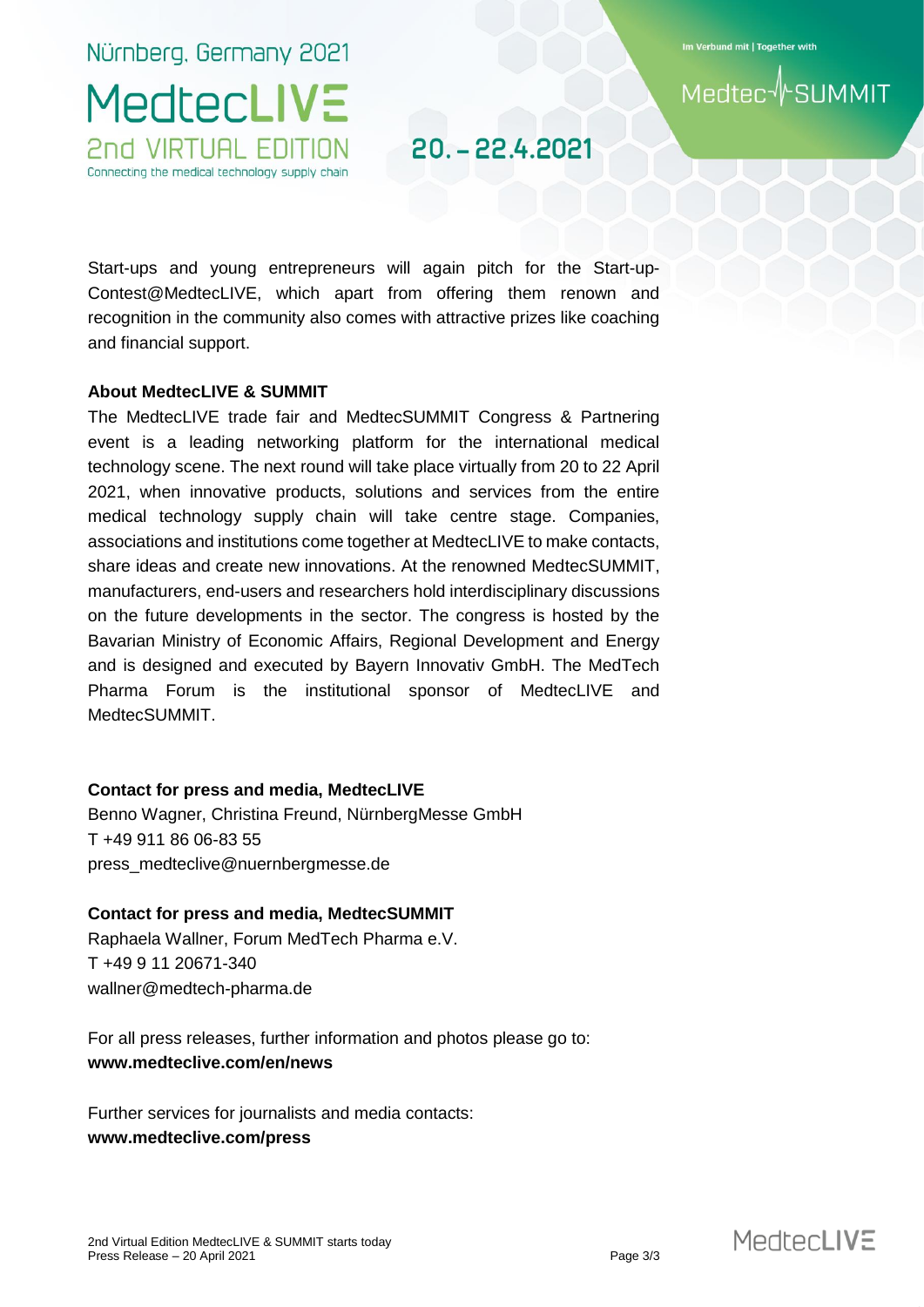Start-ups and young entrepreneurs will again pitch for the Start-up-Contest@MedtecLIVE, which apart from offering them renown and recognition in the community also comes with attractive prizes like coaching and financial support.

**About MedtecLIVE & SUMMIT**

The MedtecLIVE trade fair and MedtecSUMMIT Congress & Partnering event is a leading networking platform for the international medical technology scene. The next round will take place virtually from 20 to 22 April 2021, when innovative products, solutions and services from the entire medical technology supply chain will take centre stage. Companies, associations and institutions come together at MedtecLIVE to make contacts, share ideas and create new innovations. At the renowned MedtecSUMMIT, manufacturers, end-users and researchers hold interdisciplinary discussions on the future developments in the sector. The congress is hosted by the Bavarian Ministry of Economic Affairs, Regional Development and Energy and is designed and executed by Bayern Innovativ GmbH. The MedTech Pharma Forum is the institutional sponsor of MedtecLIVE and MedtecSUMMIT.

**Contact for press and media, MedtecLIVE**

Benno Wagner, Christina Freund, NürnbergMesse GmbH
T +49 911 86 06-83 55
press_medteclive@nuernbergmesse.de

**Contact for press and media, MedtecSUMMIT**

Raphaela Wallner, Forum MedTech Pharma e.V.
T +49 9 11 20671-340
wallner@medtech-pharma.de

For all press releases, further information and photos please go to:
**www.medteclive.com/en/news**

Further services for journalists and media contacts:
**www.medteclive.com/press**